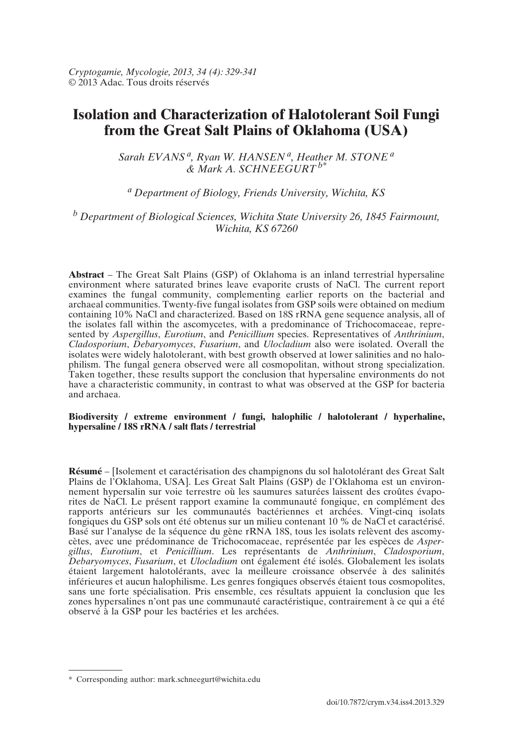# Isolation and Characterization of Halotolerant Soil Fungi from the Great Salt Plains of Oklahoma (USA)

*Sarah EVANS*[a], *Ryan W. HANSEN*[a], *Heather M. STONE*[a] *& Mark A. SCHNEEGURT*[b*]

[a] *Department of Biology, Friends University, Wichita, KS*

[b] *Department of Biological Sciences, Wichita State University 26, 1845 Fairmount, Wichita, KS 67260*

**Abstract** – The Great Salt Plains (GSP) of Oklahoma is an inland terrestrial hypersaline environment where saturated brines leave evaporite crusts of NaCl. The current report examines the fungal community, complementing earlier reports on the bacterial and archaeal communities. Twenty-five fungal isolates from GSP soils were obtained on medium containing 10% NaCl and characterized. Based on 18S rRNA gene sequence analysis, all of the isolates fall within the ascomycetes, with a predominance of Trichocomaceae, represented by *Aspergillus*, *Eurotium*, and *Penicillium* species. Representatives of *Anthrinium*, *Cladosporium*, *Debaryomyces*, *Fusarium*, and *Ulocladium* also were isolated. Overall the isolates were widely halotolerant, with best growth observed at lower salinities and no halophilism. The fungal genera observed were all cosmopolitan, without strong specialization. Taken together, these results support the conclusion that hypersaline environments do not have a characteristic community, in contrast to what was observed at the GSP for bacteria and archaea.

**Biodiversity / extreme environment / fungi, halophilic / halotolerant / hyperhaline, hypersaline / 18S rRNA / salt flats / terrestrial**

**Résumé** – [Isolement et caractérisation des champignons du sol halotolérant des Great Salt Plains de l'Oklahoma, USA]. Les Great Salt Plains (GSP) de l'Oklahoma est un environnement hypersalin sur voie terrestre où les saumures saturées laissent des croûtes évaporites de NaCl. Le présent rapport examine la communauté fongique, en complément des rapports antérieurs sur les communautés bactériennes et archées. Vingt-cinq isolats fongiques du GSP sols ont été obtenus sur un milieu contenant 10 % de NaCl et caractérisé. Basé sur l'analyse de la séquence du gène rRNA 18S, tous les isolats relèvent des ascomycètes, avec une prédominance de Trichocomaceae, représentée par les espèces de *Aspergillus*, *Eurotium*, et *Penicillium*. Les représentants de *Anthrinium*, *Cladosporium*, *Debaryomyces*, *Fusarium*, et *Ulocladium* ont également été isolés. Globalement les isolats étaient largement halotolérants, avec la meilleure croissance observée à des salinités inférieures et aucun halophilisme. Les genres fongiques observés étaient tous cosmopolites, sans une forte spécialisation. Pris ensemble, ces résultats appuient la conclusion que les zones hypersalines n'ont pas une communauté caractéristique, contrairement à ce qui a été observé à la GSP pour les bactéries et les archées.

---

\* Corresponding author: mark.schneegurt@wichita.edu

doi/10.7872/crym.v34.iss4.2013.329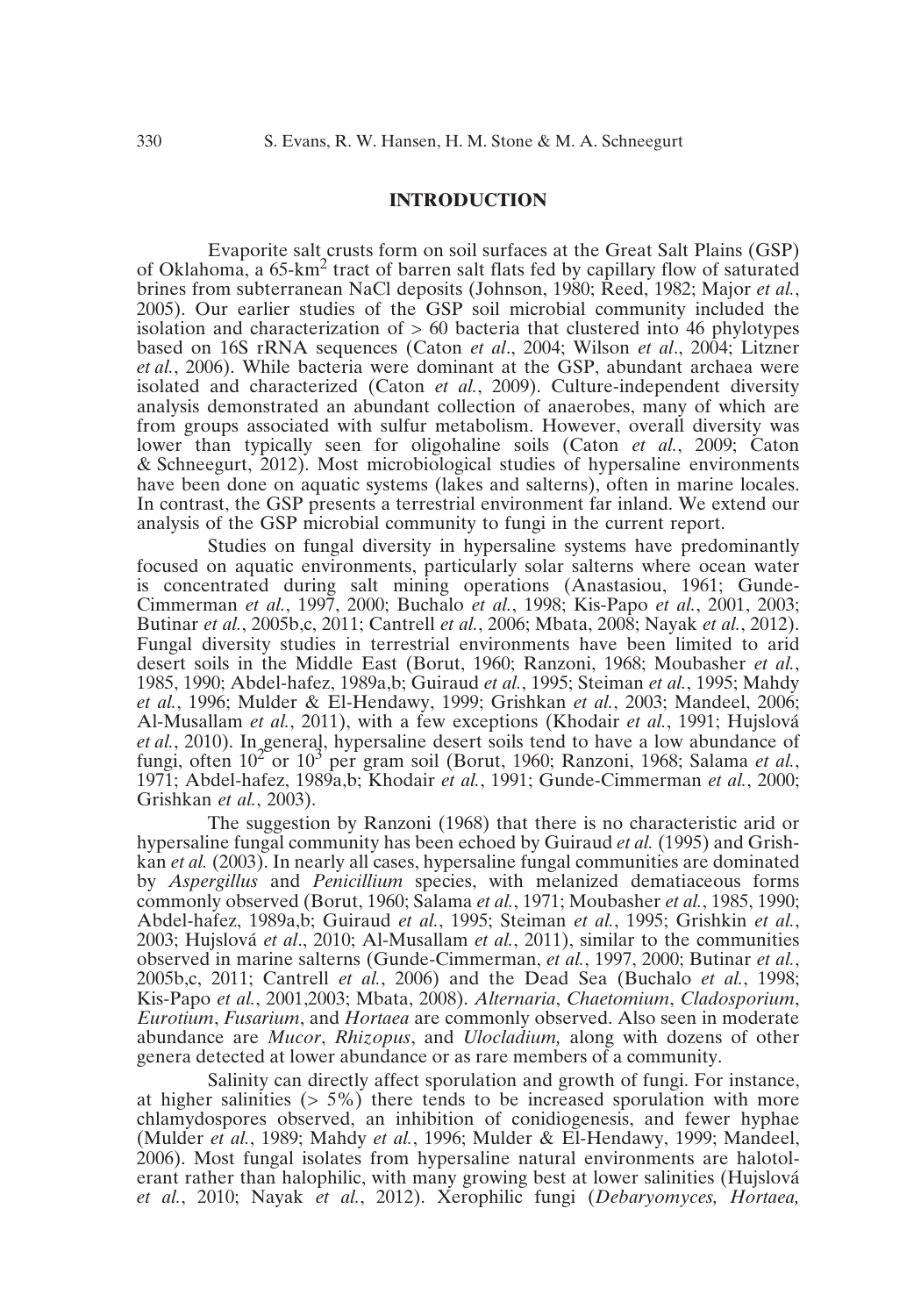## INTRODUCTION

Evaporite salt crusts form on soil surfaces at the Great Salt Plains (GSP) of Oklahoma, a 65-km$^2$ tract of barren salt flats fed by capillary flow of saturated brines from subterranean NaCl deposits (Johnson, 1980; Reed, 1982; Major *et al.*, 2005). Our earlier studies of the GSP soil microbial community included the isolation and characterization of > 60 bacteria that clustered into 46 phylotypes based on 16S rRNA sequences (Caton *et al*., 2004; Wilson *et al*., 2004; Litzner *et al.*, 2006). While bacteria were dominant at the GSP, abundant archaea were isolated and characterized (Caton *et al.*, 2009). Culture-independent diversity analysis demonstrated an abundant collection of anaerobes, many of which are from groups associated with sulfur metabolism. However, overall diversity was lower than typically seen for oligohaline soils (Caton *et al.*, 2009; Caton & Schneegurt, 2012). Most microbiological studies of hypersaline environments have been done on aquatic systems (lakes and salterns), often in marine locales. In contrast, the GSP presents a terrestrial environment far inland. We extend our analysis of the GSP microbial community to fungi in the current report.

Studies on fungal diversity in hypersaline systems have predominantly focused on aquatic environments, particularly solar salterns where ocean water is concentrated during salt mining operations (Anastasiou, 1961; Gunde-Cimmerman *et al.*, 1997, 2000; Buchalo *et al.*, 1998; Kis-Papo *et al.*, 2001, 2003; Butinar *et al.*, 2005b,c, 2011; Cantrell *et al.*, 2006; Mbata, 2008; Nayak *et al.*, 2012). Fungal diversity studies in terrestrial environments have been limited to arid desert soils in the Middle East (Borut, 1960; Ranzoni, 1968; Moubasher *et al.*, 1985, 1990; Abdel-hafez, 1989a,b; Guiraud *et al.*, 1995; Steiman *et al.*, 1995; Mahdy *et al.*, 1996; Mulder & El-Hendawy, 1999; Grishkan *et al.*, 2003; Mandeel, 2006; Al-Musallam *et al.*, 2011), with a few exceptions (Khodair *et al.*, 1991; Hujslová *et al.*, 2010). In general, hypersaline desert soils tend to have a low abundance of fungi, often $10^2$ or $10^3$ per gram soil (Borut, 1960; Ranzoni, 1968; Salama *et al.*, 1971; Abdel-hafez, 1989a,b; Khodair *et al.*, 1991; Gunde-Cimmerman *et al.*, 2000; Grishkan *et al.*, 2003).

The suggestion by Ranzoni (1968) that there is no characteristic arid or hypersaline fungal community has been echoed by Guiraud *et al.* (1995) and Grishkan *et al.* (2003). In nearly all cases, hypersaline fungal communities are dominated by *Aspergillus* and *Penicillium* species, with melanized dematiaceous forms commonly observed (Borut, 1960; Salama *et al.*, 1971; Moubasher *et al.*, 1985, 1990; Abdel-hafez, 1989a,b; Guiraud *et al.*, 1995; Steiman *et al.*, 1995; Grishkin *et al.*, 2003; Hujslová *et al*., 2010; Al-Musallam *et al.*, 2011), similar to the communities observed in marine salterns (Gunde-Cimmerman, *et al.*, 1997, 2000; Butinar *et al.*, 2005b,c, 2011; Cantrell *et al.*, 2006) and the Dead Sea (Buchalo *et al.*, 1998; Kis-Papo *et al.*, 2001,2003; Mbata, 2008). *Alternaria*, *Chaetomium*, *Cladosporium*, *Eurotium*, *Fusarium*, and *Hortaea* are commonly observed. Also seen in moderate abundance are *Mucor*, *Rhizopus*, and *Ulocladium,* along with dozens of other genera detected at lower abundance or as rare members of a community.

Salinity can directly affect sporulation and growth of fungi. For instance, at higher salinities (> 5%) there tends to be increased sporulation with more chlamydospores observed, an inhibition of conidiogenesis, and fewer hyphae (Mulder *et al.*, 1989; Mahdy *et al.*, 1996; Mulder & El-Hendawy, 1999; Mandeel, 2006). Most fungal isolates from hypersaline natural environments are halotolerant rather than halophilic, with many growing best at lower salinities (Hujslová *et al.*, 2010; Nayak *et al.*, 2012). Xerophilic fungi (*Debaryomyces, Hortaea,*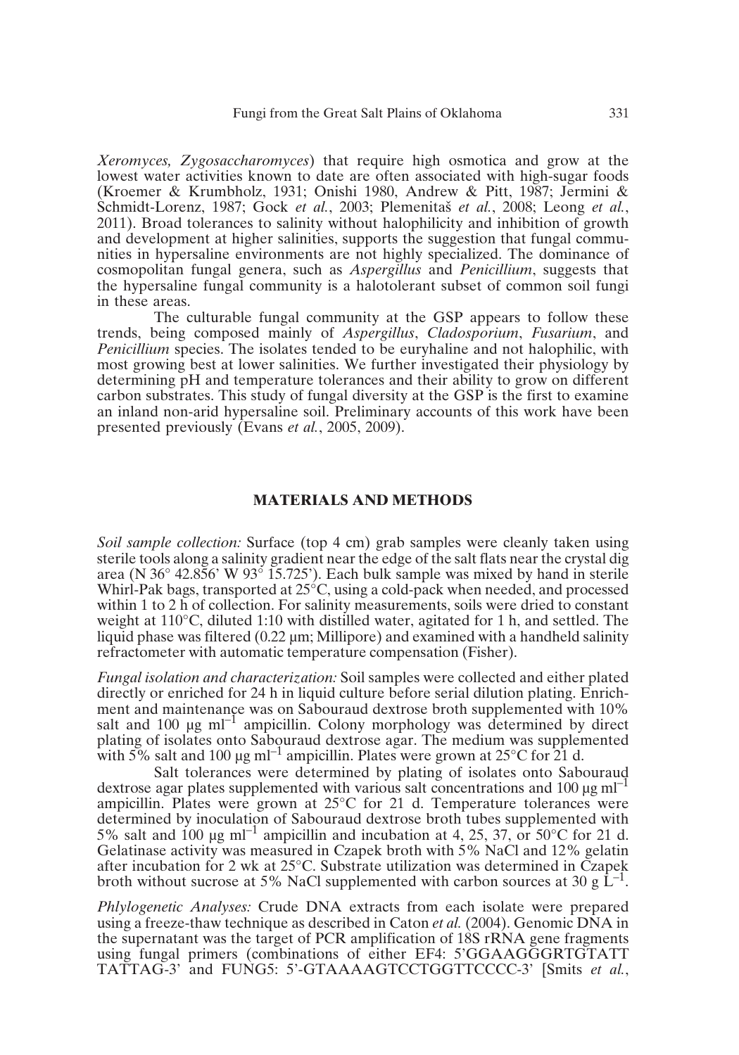*Xeromyces, Zygosaccharomyces*) that require high osmotica and grow at the lowest water activities known to date are often associated with high-sugar foods (Kroemer & Krumbholz, 1931; Onishi 1980, Andrew & Pitt, 1987; Jermini & Schmidt-Lorenz, 1987; Gock *et al.*, 2003; Plemenitaš *et al.*, 2008; Leong *et al.*, 2011). Broad tolerances to salinity without halophilicity and inhibition of growth and development at higher salinities, supports the suggestion that fungal communities in hypersaline environments are not highly specialized. The dominance of cosmopolitan fungal genera, such as *Aspergillus* and *Penicillium*, suggests that the hypersaline fungal community is a halotolerant subset of common soil fungi in these areas.

The culturable fungal community at the GSP appears to follow these trends, being composed mainly of *Aspergillus*, *Cladosporium*, *Fusarium*, and *Penicillium* species. The isolates tended to be euryhaline and not halophilic, with most growing best at lower salinities. We further investigated their physiology by determining pH and temperature tolerances and their ability to grow on different carbon substrates. This study of fungal diversity at the GSP is the first to examine an inland non-arid hypersaline soil. Preliminary accounts of this work have been presented previously (Evans *et al.*, 2005, 2009).

## MATERIALS AND METHODS

*Soil sample collection:* Surface (top 4 cm) grab samples were cleanly taken using sterile tools along a salinity gradient near the edge of the salt flats near the crystal dig area (N 36° 42.856' W 93° 15.725'). Each bulk sample was mixed by hand in sterile Whirl-Pak bags, transported at 25°C, using a cold-pack when needed, and processed within 1 to 2 h of collection. For salinity measurements, soils were dried to constant weight at 110°C, diluted 1:10 with distilled water, agitated for 1 h, and settled. The liquid phase was filtered (0.22 µm; Millipore) and examined with a handheld salinity refractometer with automatic temperature compensation (Fisher).

*Fungal isolation and characterization:* Soil samples were collected and either plated directly or enriched for 24 h in liquid culture before serial dilution plating. Enrichment and maintenance was on Sabouraud dextrose broth supplemented with 10% salt and 100 µg ml$^{-1}$ ampicillin. Colony morphology was determined by direct plating of isolates onto Sabouraud dextrose agar. The medium was supplemented with 5% salt and 100 µg ml$^{-1}$ ampicillin. Plates were grown at 25°C for 21 d.

Salt tolerances were determined by plating of isolates onto Sabouraud dextrose agar plates supplemented with various salt concentrations and 100 µg ml$^{-1}$ ampicillin. Plates were grown at 25°C for 21 d. Temperature tolerances were determined by inoculation of Sabouraud dextrose broth tubes supplemented with 5% salt and 100 µg ml$^{-1}$ ampicillin and incubation at 4, 25, 37, or 50°C for 21 d. Gelatinase activity was measured in Czapek broth with 5% NaCl and 12% gelatin after incubation for 2 wk at 25°C. Substrate utilization was determined in Czapek broth without sucrose at 5% NaCl supplemented with carbon sources at 30 g L$^{-1}$.

*Phlylogenetic Analyses:* Crude DNA extracts from each isolate were prepared using a freeze-thaw technique as described in Caton *et al.* (2004). Genomic DNA in the supernatant was the target of PCR amplification of 18S rRNA gene fragments using fungal primers (combinations of either EF4: 5'GGAAGGGRTGTATT TATTAG-3' and FUNG5: 5'-GTAAAAGTCCTGGTTCCCC-3' [Smits *et al.*,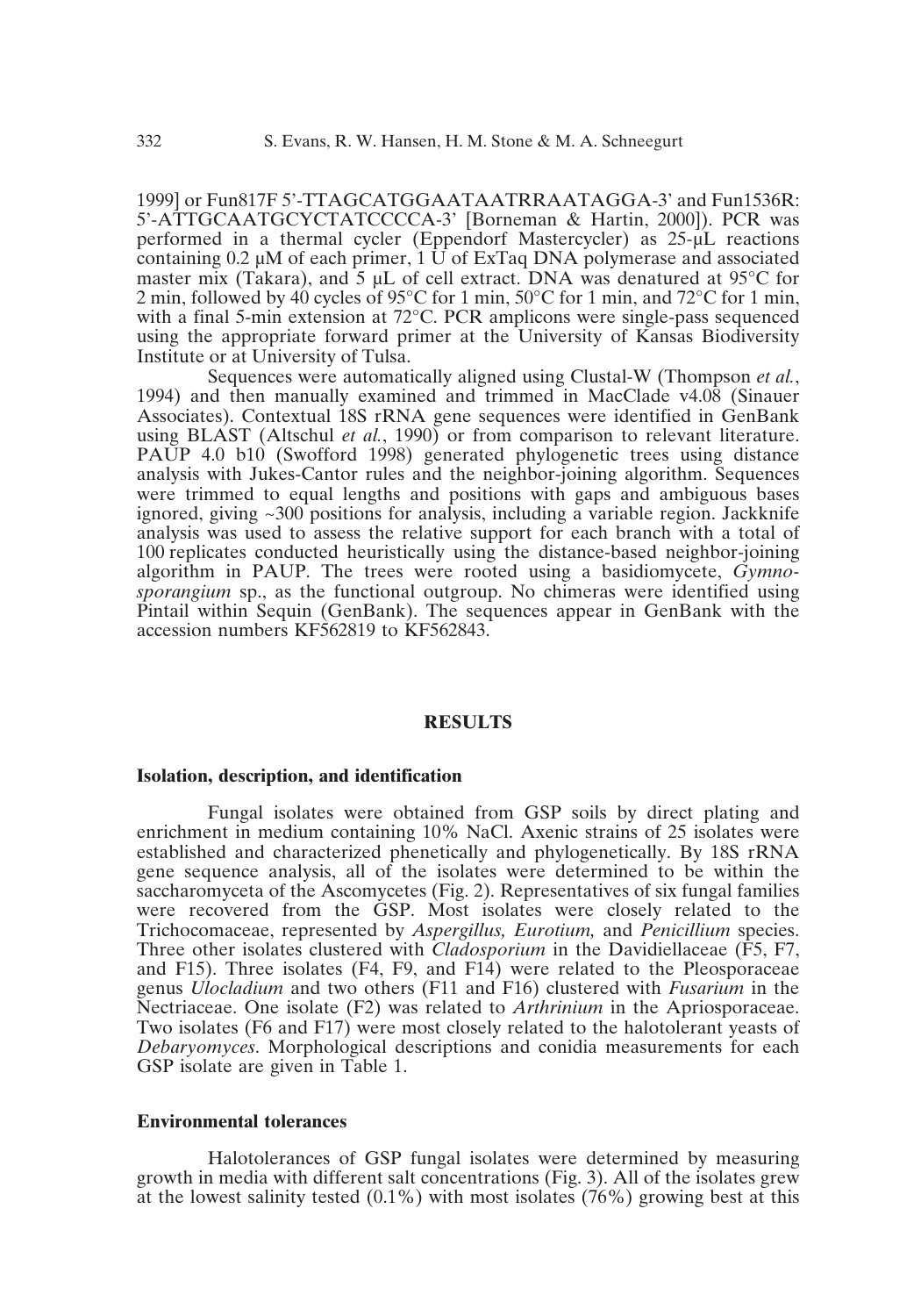1999] or Fun817F 5'-TTAGCATGGAATAATRRAATAGGA-3' and Fun1536R: 5'-ATTGCAATGCYCTATCCCCA-3' [Borneman & Hartin, 2000]). PCR was performed in a thermal cycler (Eppendorf Mastercycler) as 25-µL reactions containing 0.2 µM of each primer, 1 U of ExTaq DNA polymerase and associated master mix (Takara), and 5 µL of cell extract. DNA was denatured at 95°C for 2 min, followed by 40 cycles of 95°C for 1 min, 50°C for 1 min, and 72°C for 1 min, with a final 5-min extension at 72°C. PCR amplicons were single-pass sequenced using the appropriate forward primer at the University of Kansas Biodiversity Institute or at University of Tulsa.

Sequences were automatically aligned using Clustal-W (Thompson *et al.*, 1994) and then manually examined and trimmed in MacClade v4.08 (Sinauer Associates). Contextual 18S rRNA gene sequences were identified in GenBank using BLAST (Altschul *et al.*, 1990) or from comparison to relevant literature. PAUP 4.0 b10 (Swofford 1998) generated phylogenetic trees using distance analysis with Jukes-Cantor rules and the neighbor-joining algorithm. Sequences were trimmed to equal lengths and positions with gaps and ambiguous bases ignored, giving ~300 positions for analysis, including a variable region. Jackknife analysis was used to assess the relative support for each branch with a total of 100 replicates conducted heuristically using the distance-based neighbor-joining algorithm in PAUP. The trees were rooted using a basidiomycete, *Gymnosporangium* sp., as the functional outgroup. No chimeras were identified using Pintail within Sequin (GenBank). The sequences appear in GenBank with the accession numbers KF562819 to KF562843.

## RESULTS

### Isolation, description, and identification

Fungal isolates were obtained from GSP soils by direct plating and enrichment in medium containing 10% NaCl. Axenic strains of 25 isolates were established and characterized phenetically and phylogenetically. By 18S rRNA gene sequence analysis, all of the isolates were determined to be within the saccharomyceta of the Ascomycetes (Fig. 2). Representatives of six fungal families were recovered from the GSP. Most isolates were closely related to the Trichocomaceae, represented by *Aspergillus, Eurotium,* and *Penicillium* species. Three other isolates clustered with *Cladosporium* in the Davidiellaceae (F5, F7, and F15). Three isolates (F4, F9, and F14) were related to the Pleosporaceae genus *Ulocladium* and two others (F11 and F16) clustered with *Fusarium* in the Nectriaceae. One isolate (F2) was related to *Arthrinium* in the Apriosporaceae. Two isolates (F6 and F17) were most closely related to the halotolerant yeasts of *Debaryomyces*. Morphological descriptions and conidia measurements for each GSP isolate are given in Table 1.

### Environmental tolerances

Halotolerances of GSP fungal isolates were determined by measuring growth in media with different salt concentrations (Fig. 3). All of the isolates grew at the lowest salinity tested (0.1%) with most isolates (76%) growing best at this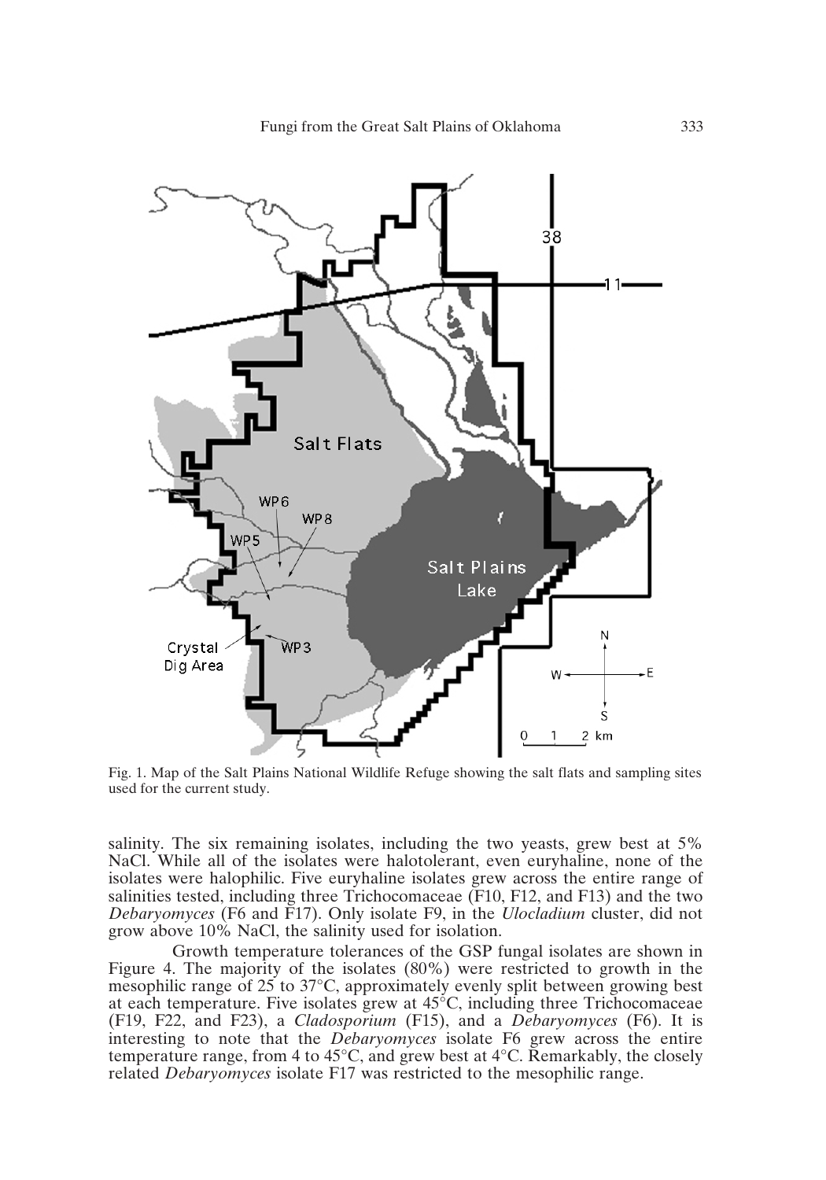Fig. 1. Map of the Salt Plains National Wildlife Refuge showing the salt flats and sampling sites used for the current study.

salinity. The six remaining isolates, including the two yeasts, grew best at 5% NaCl. While all of the isolates were halotolerant, even euryhaline, none of the isolates were halophilic. Five euryhaline isolates grew across the entire range of salinities tested, including three Trichocomaceae (F10, F12, and F13) and the two *Debaryomyces* (F6 and F17). Only isolate F9, in the *Ulocladium* cluster, did not grow above 10% NaCl, the salinity used for isolation.

Growth temperature tolerances of the GSP fungal isolates are shown in Figure 4. The majority of the isolates (80%) were restricted to growth in the mesophilic range of 25 to 37°C, approximately evenly split between growing best at each temperature. Five isolates grew at 45°C, including three Trichocomaceae (F19, F22, and F23), a *Cladosporium* (F15), and a *Debaryomyces* (F6). It is interesting to note that the *Debaryomyces* isolate F6 grew across the entire temperature range, from 4 to 45°C, and grew best at 4°C. Remarkably, the closely related *Debaryomyces* isolate F17 was restricted to the mesophilic range.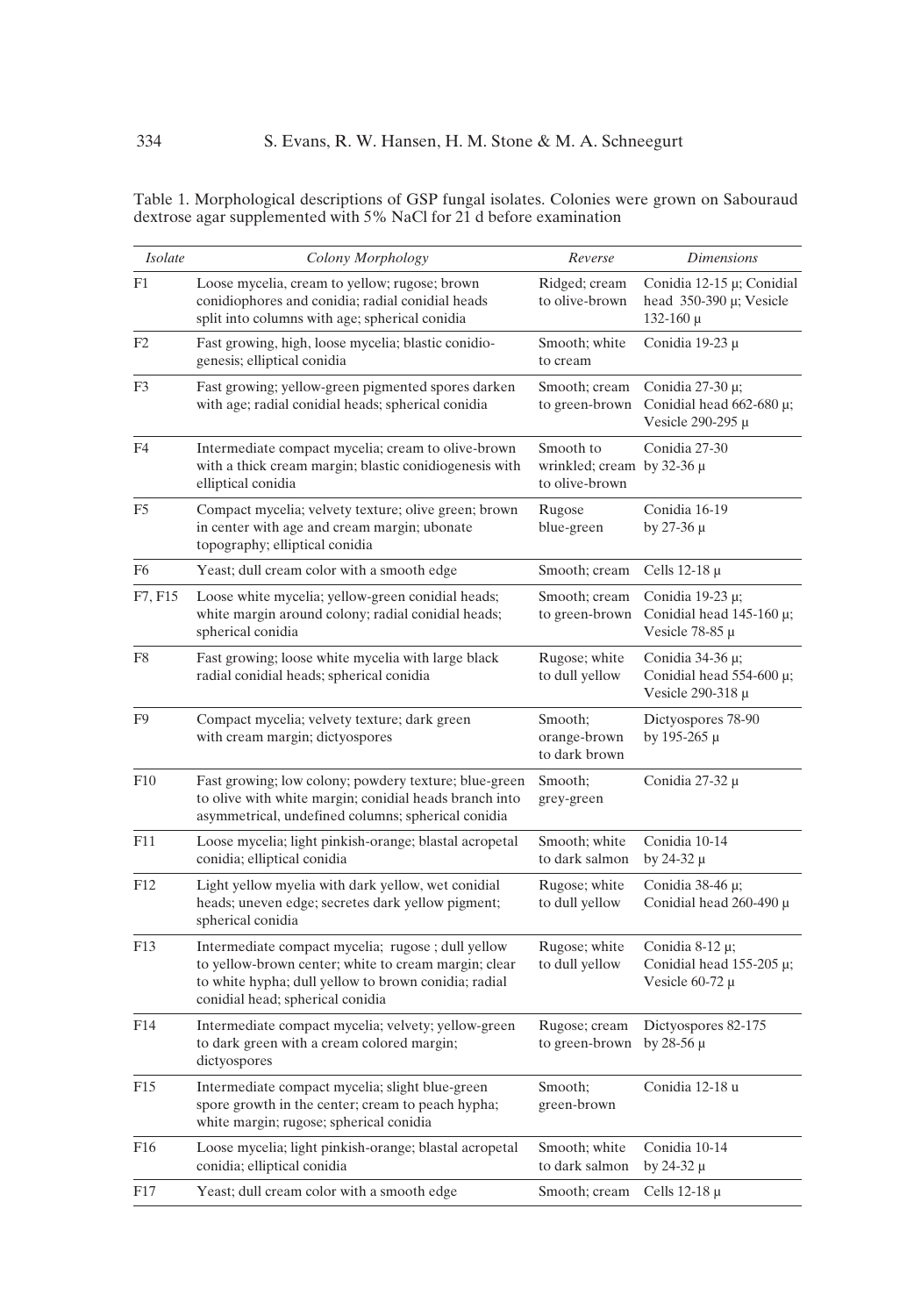Table 1. Morphological descriptions of GSP fungal isolates. Colonies were grown on Sabouraud dextrose agar supplemented with 5% NaCl for 21 d before examination

| *Isolate* | *Colony Morphology* | *Reverse* | *Dimensions* |
|---|---|---|---|
| F1 | Loose mycelia, cream to yellow; rugose; brown conidiophores and conidia; radial conidial heads split into columns with age; spherical conidia | Ridged; cream to olive-brown | Conidia 12-15 μ; Conidial head 350-390 μ; Vesicle 132-160 μ |
| F2 | Fast growing, high, loose mycelia; blastic conidio-genesis; elliptical conidia | Smooth; white to cream | Conidia 19-23 μ |
| F3 | Fast growing; yellow-green pigmented spores darken with age; radial conidial heads; spherical conidia | Smooth; cream to green-brown | Conidia 27-30 μ; Conidial head 662-680 μ; Vesicle 290-295 μ |
| F4 | Intermediate compact mycelia; cream to olive-brown with a thick cream margin; blastic conidiogenesis with elliptical conidia | Smooth to wrinkled; cream to olive-brown | Conidia 27-30 by 32-36 μ |
| F5 | Compact mycelia; velvety texture; olive green; brown in center with age and cream margin; ubonate topography; elliptical conidia | Rugose blue-green | Conidia 16-19 by 27-36 μ |
| F6 | Yeast; dull cream color with a smooth edge | Smooth; cream | Cells 12-18 μ |
| F7, F15 | Loose white mycelia; yellow-green conidial heads; white margin around colony; radial conidial heads; spherical conidia | Smooth; cream to green-brown | Conidia 19-23 μ; Conidial head 145-160 μ; Vesicle 78-85 μ |
| F8 | Fast growing; loose white mycelia with large black radial conidial heads; spherical conidia | Rugose; white to dull yellow | Conidia 34-36 μ; Conidial head 554-600 μ; Vesicle 290-318 μ |
| F9 | Compact mycelia; velvety texture; dark green with cream margin; dictyospores | Smooth; orange-brown to dark brown | Dictyospores 78-90 by 195-265 μ |
| F10 | Fast growing; low colony; powdery texture; blue-green to olive with white margin; conidial heads branch into asymmetrical, undefined columns; spherical conidia | Smooth; grey-green | Conidia 27-32 μ |
| F11 | Loose mycelia; light pinkish-orange; blastal acropetal conidia; elliptical conidia | Smooth; white to dark salmon | Conidia 10-14 by 24-32 μ |
| F12 | Light yellow myelia with dark yellow, wet conidial heads; uneven edge; secretes dark yellow pigment; spherical conidia | Rugose; white to dull yellow | Conidia 38-46 μ; Conidial head 260-490 μ |
| F13 | Intermediate compact mycelia; rugose ; dull yellow to yellow-brown center; white to cream margin; clear to white hypha; dull yellow to brown conidia; radial conidial head; spherical conidia | Rugose; white to dull yellow | Conidia 8-12 μ; Conidial head 155-205 μ; Vesicle 60-72 μ |
| F14 | Intermediate compact mycelia; velvety; yellow-green to dark green with a cream colored margin; dictyospores | Rugose; cream to green-brown | Dictyospores 82-175 by 28-56 μ |
| F15 | Intermediate compact mycelia; slight blue-green spore growth in the center; cream to peach hypha; white margin; rugose; spherical conidia | Smooth; green-brown | Conidia 12-18 u |
| F16 | Loose mycelia; light pinkish-orange; blastal acropetal conidia; elliptical conidia | Smooth; white to dark salmon | Conidia 10-14 by 24-32 μ |
| F17 | Yeast; dull cream color with a smooth edge | Smooth; cream | Cells 12-18 μ |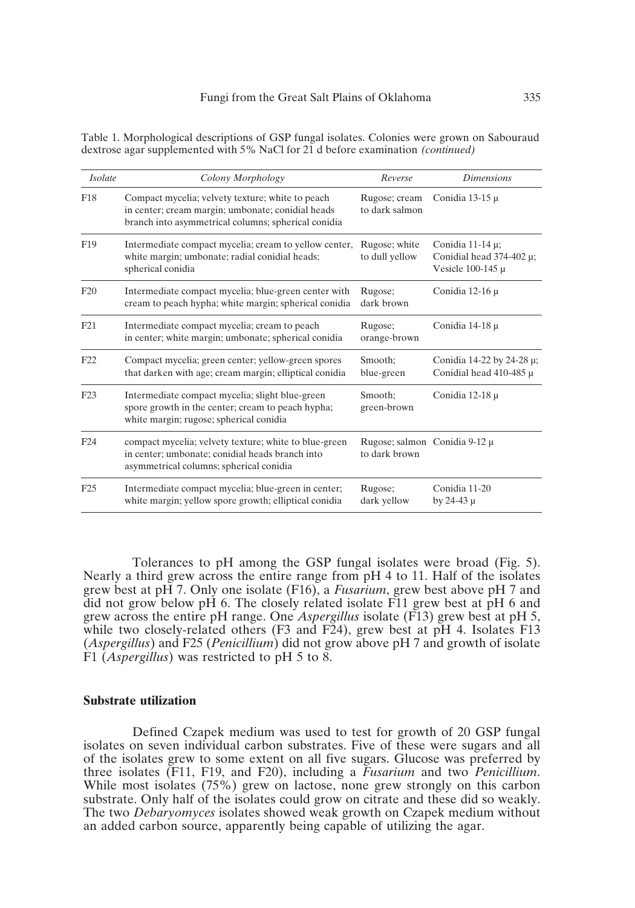Table 1. Morphological descriptions of GSP fungal isolates. Colonies were grown on Sabouraud dextrose agar supplemented with 5% NaCl for 21 d before examination *(continued)*

| *Isolate* | *Colony Morphology* | *Reverse* | *Dimensions* |
|---|---|---|---|
| F18 | Compact mycelia; velvety texture; white to peach in center; cream margin; umbonate; conidial heads branch into asymmetrical columns; spherical conidia | Rugose; cream to dark salmon | Conidia 13-15 μ |
| F19 | Intermediate compact mycelia; cream to yellow center, white margin; umbonate; radial conidial heads; spherical conidia | Rugose; white to dull yellow | Conidia 11-14 μ; Conidial head 374-402 μ; Vesicle 100-145 μ |
| F20 | Intermediate compact mycelia; blue-green center with cream to peach hypha; white margin; spherical conidia | Rugose; dark brown | Conidia 12-16 μ |
| F21 | Intermediate compact mycelia; cream to peach in center; white margin; umbonate; spherical conidia | Rugose; orange-brown | Conidia 14-18 μ |
| F22 | Compact mycelia; green center; yellow-green spores that darken with age; cream margin; elliptical conidia | Smooth; blue-green | Conidia 14-22 by 24-28 μ; Conidial head 410-485 μ |
| F23 | Intermediate compact mycelia; slight blue-green spore growth in the center; cream to peach hypha; white margin; rugose; spherical conidia | Smooth; green-brown | Conidia 12-18 μ |
| F24 | compact mycelia; velvety texture; white to blue-green in center; umbonate; conidial heads branch into asymmetrical columns; spherical conidia | Rugose; salmon to dark brown | Conidia 9-12 μ |
| F25 | Intermediate compact mycelia; blue-green in center; white margin; yellow spore growth; elliptical conidia | Rugose; dark yellow | Conidia 11-20 by 24-43 μ |

Tolerances to pH among the GSP fungal isolates were broad (Fig. 5). Nearly a third grew across the entire range from pH 4 to 11. Half of the isolates grew best at pH 7. Only one isolate (F16), a *Fusarium*, grew best above pH 7 and did not grow below pH 6. The closely related isolate F11 grew best at pH 6 and grew across the entire pH range. One *Aspergillus* isolate (F13) grew best at pH 5, while two closely-related others (F3 and F24), grew best at pH 4. Isolates F13 (*Aspergillus*) and F25 (*Penicillium*) did not grow above pH 7 and growth of isolate F1 (*Aspergillus*) was restricted to pH 5 to 8.

### Substrate utilization

Defined Czapek medium was used to test for growth of 20 GSP fungal isolates on seven individual carbon substrates. Five of these were sugars and all of the isolates grew to some extent on all five sugars. Glucose was preferred by three isolates (F11, F19, and F20), including a *Fusarium* and two *Penicillium*. While most isolates (75%) grew on lactose, none grew strongly on this carbon substrate. Only half of the isolates could grow on citrate and these did so weakly. The two *Debaryomyces* isolates showed weak growth on Czapek medium without an added carbon source, apparently being capable of utilizing the agar.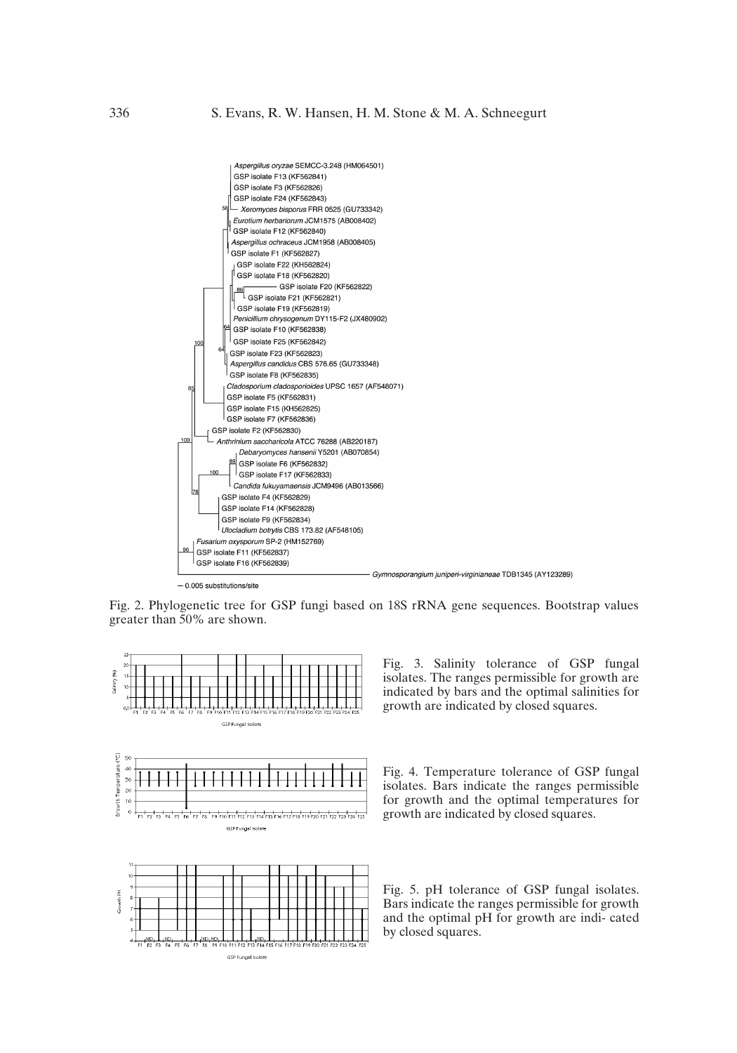Fig. 2. Phylogenetic tree for GSP fungi based on 18S rRNA gene sequences. Bootstrap values greater than 50% are shown.

Fig. 3. Salinity tolerance of GSP fungal isolates. The ranges permissible for growth are indicated by bars and the optimal salinities for growth are indicated by closed squares.

Fig. 4. Temperature tolerance of GSP fungal isolates. Bars indicate the ranges permissible for growth and the optimal temperatures for growth are indicated by closed squares.

Fig. 5. pH tolerance of GSP fungal isolates. Bars indicate the ranges permissible for growth and the optimal pH for growth are indi- cated by closed squares.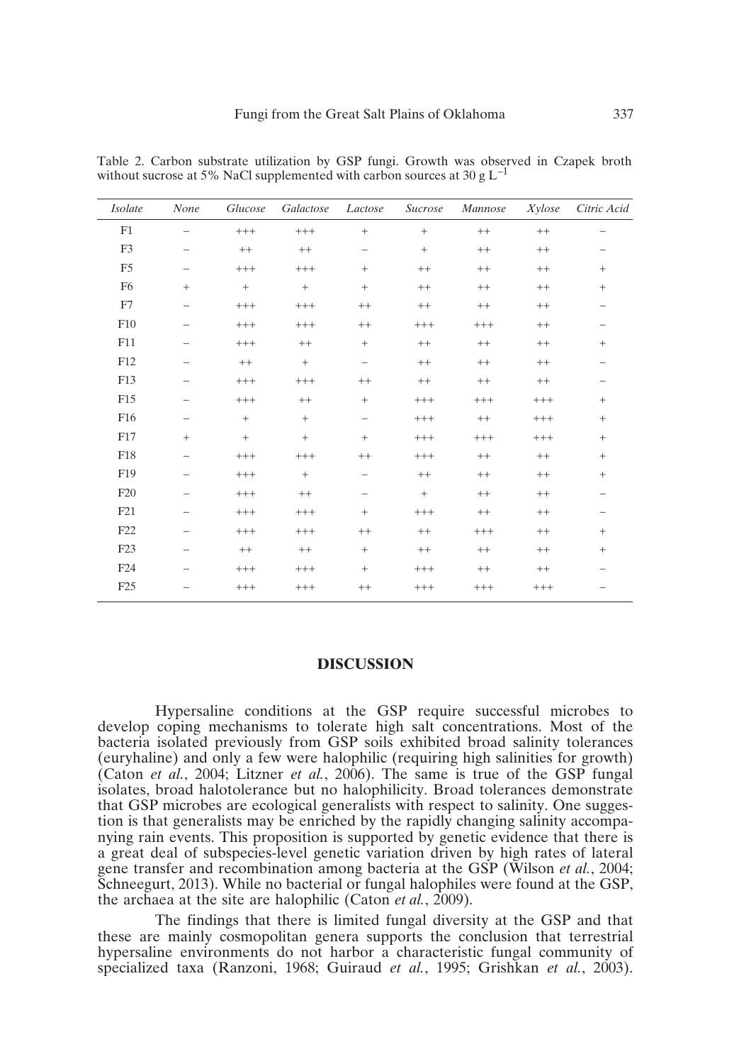Table 2. Carbon substrate utilization by GSP fungi. Growth was observed in Czapek broth without sucrose at 5% NaCl supplemented with carbon sources at 30 g $L^{-1}$

| *Isolate* | *None* | *Glucose* | *Galactose* | *Lactose* | *Sucrose* | *Mannose* | *Xylose* | *Citric Acid* |
|---|---|---|---|---|---|---|---|---|
| F1 | − | +++ | +++ | + | + | ++ | ++ | − |
| F3 | − | ++ | ++ | − | + | ++ | ++ | − |
| F5 | − | +++ | +++ | + | ++ | ++ | ++ | + |
| F6 | + | + | + | + | ++ | ++ | ++ | + |
| F7 | − | +++ | +++ | ++ | ++ | ++ | ++ | − |
| F10 | − | +++ | +++ | ++ | +++ | +++ | ++ | − |
| F11 | − | +++ | ++ | + | ++ | ++ | ++ | + |
| F12 | − | ++ | + | − | ++ | ++ | ++ | − |
| F13 | − | +++ | +++ | ++ | ++ | ++ | ++ | − |
| F15 | − | +++ | ++ | + | +++ | +++ | +++ | + |
| F16 | − | + | + | − | +++ | ++ | +++ | + |
| F17 | + | + | + | + | +++ | +++ | +++ | + |
| F18 | − | +++ | +++ | ++ | +++ | ++ | ++ | + |
| F19 | − | +++ | + | − | ++ | ++ | ++ | + |
| F20 | − | +++ | ++ | − | + | ++ | ++ | − |
| F21 | − | +++ | +++ | + | +++ | ++ | ++ | − |
| F22 | − | +++ | +++ | ++ | ++ | +++ | ++ | + |
| F23 | − | ++ | ++ | + | ++ | ++ | ++ | + |
| F24 | − | +++ | +++ | + | +++ | ++ | ++ | − |
| F25 | − | +++ | +++ | ++ | +++ | +++ | +++ | − |

## DISCUSSION

Hypersaline conditions at the GSP require successful microbes to develop coping mechanisms to tolerate high salt concentrations. Most of the bacteria isolated previously from GSP soils exhibited broad salinity tolerances (euryhaline) and only a few were halophilic (requiring high salinities for growth) (Caton *et al.*, 2004; Litzner *et al.*, 2006). The same is true of the GSP fungal isolates, broad halotolerance but no halophilicity. Broad tolerances demonstrate that GSP microbes are ecological generalists with respect to salinity. One suggestion is that generalists may be enriched by the rapidly changing salinity accompanying rain events. This proposition is supported by genetic evidence that there is a great deal of subspecies-level genetic variation driven by high rates of lateral gene transfer and recombination among bacteria at the GSP (Wilson *et al.*, 2004; Schneegurt, 2013). While no bacterial or fungal halophiles were found at the GSP, the archaea at the site are halophilic (Caton *et al.*, 2009).

The findings that there is limited fungal diversity at the GSP and that these are mainly cosmopolitan genera supports the conclusion that terrestrial hypersaline environments do not harbor a characteristic fungal community of specialized taxa (Ranzoni, 1968; Guiraud *et al.*, 1995; Grishkan *et al.*, 2003).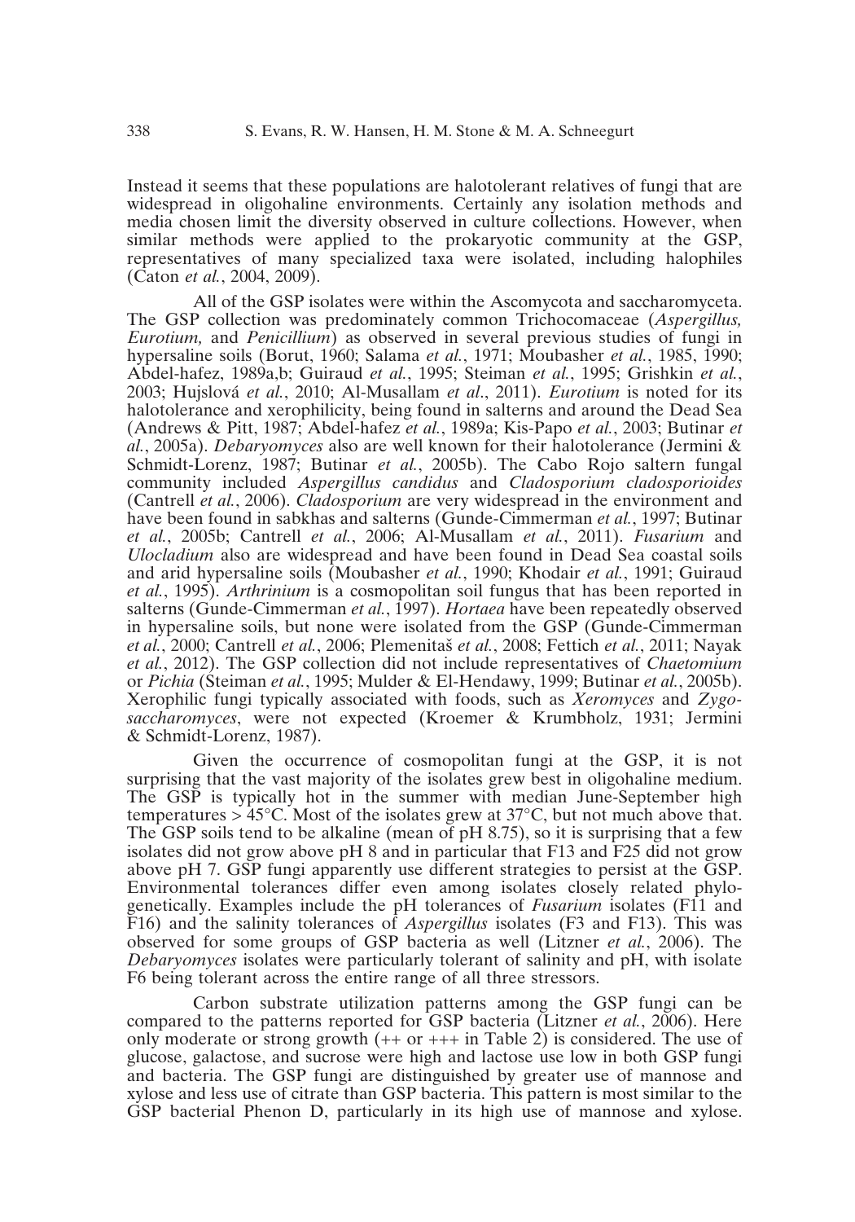Instead it seems that these populations are halotolerant relatives of fungi that are widespread in oligohaline environments. Certainly any isolation methods and media chosen limit the diversity observed in culture collections. However, when similar methods were applied to the prokaryotic community at the GSP, representatives of many specialized taxa were isolated, including halophiles (Caton *et al.*, 2004, 2009).

All of the GSP isolates were within the Ascomycota and saccharomyceta. The GSP collection was predominately common Trichocomaceae (*Aspergillus, Eurotium,* and *Penicillium*) as observed in several previous studies of fungi in hypersaline soils (Borut, 1960; Salama *et al.*, 1971; Moubasher *et al.*, 1985, 1990; Abdel-hafez, 1989a,b; Guiraud *et al.*, 1995; Steiman *et al.*, 1995; Grishkin *et al.*, 2003; Hujslová *et al.*, 2010; Al-Musallam *et al.*, 2011). *Eurotium* is noted for its halotolerance and xerophilicity, being found in salterns and around the Dead Sea (Andrews & Pitt, 1987; Abdel-hafez *et al.*, 1989a; Kis-Papo *et al.*, 2003; Butinar *et al.*, 2005a). *Debaryomyces* also are well known for their halotolerance (Jermini & Schmidt-Lorenz, 1987; Butinar *et al.*, 2005b). The Cabo Rojo saltern fungal community included *Aspergillus candidus* and *Cladosporium cladosporioides* (Cantrell *et al.*, 2006). *Cladosporium* are very widespread in the environment and have been found in sabkhas and salterns (Gunde-Cimmerman *et al.*, 1997; Butinar *et al.*, 2005b; Cantrell *et al.*, 2006; Al-Musallam *et al.*, 2011). *Fusarium* and *Ulocladium* also are widespread and have been found in Dead Sea coastal soils and arid hypersaline soils (Moubasher *et al.*, 1990; Khodair *et al.*, 1991; Guiraud *et al.*, 1995). *Arthrinium* is a cosmopolitan soil fungus that has been reported in salterns (Gunde-Cimmerman *et al.*, 1997). *Hortaea* have been repeatedly observed in hypersaline soils, but none were isolated from the GSP (Gunde-Cimmerman *et al.*, 2000; Cantrell *et al.*, 2006; Plemenitaš *et al.*, 2008; Fettich *et al.*, 2011; Nayak *et al.*, 2012). The GSP collection did not include representatives of *Chaetomium* or *Pichia* (Steiman *et al.*, 1995; Mulder & El-Hendawy, 1999; Butinar *et al.*, 2005b). Xerophilic fungi typically associated with foods, such as *Xeromyces* and *Zygosaccharomyces*, were not expected (Kroemer & Krumbholz, 1931; Jermini & Schmidt-Lorenz, 1987).

Given the occurrence of cosmopolitan fungi at the GSP, it is not surprising that the vast majority of the isolates grew best in oligohaline medium. The GSP is typically hot in the summer with median June-September high temperatures > 45°C. Most of the isolates grew at 37°C, but not much above that. The GSP soils tend to be alkaline (mean of pH 8.75), so it is surprising that a few isolates did not grow above pH 8 and in particular that F13 and F25 did not grow above pH 7. GSP fungi apparently use different strategies to persist at the GSP. Environmental tolerances differ even among isolates closely related phylogenetically. Examples include the pH tolerances of *Fusarium* isolates (F11 and F16) and the salinity tolerances of *Aspergillus* isolates (F3 and F13). This was observed for some groups of GSP bacteria as well (Litzner *et al.*, 2006). The *Debaryomyces* isolates were particularly tolerant of salinity and pH, with isolate F6 being tolerant across the entire range of all three stressors.

Carbon substrate utilization patterns among the GSP fungi can be compared to the patterns reported for GSP bacteria (Litzner *et al.*, 2006). Here only moderate or strong growth (++ or +++ in Table 2) is considered. The use of glucose, galactose, and sucrose were high and lactose use low in both GSP fungi and bacteria. The GSP fungi are distinguished by greater use of mannose and xylose and less use of citrate than GSP bacteria. This pattern is most similar to the GSP bacterial Phenon D, particularly in its high use of mannose and xylose.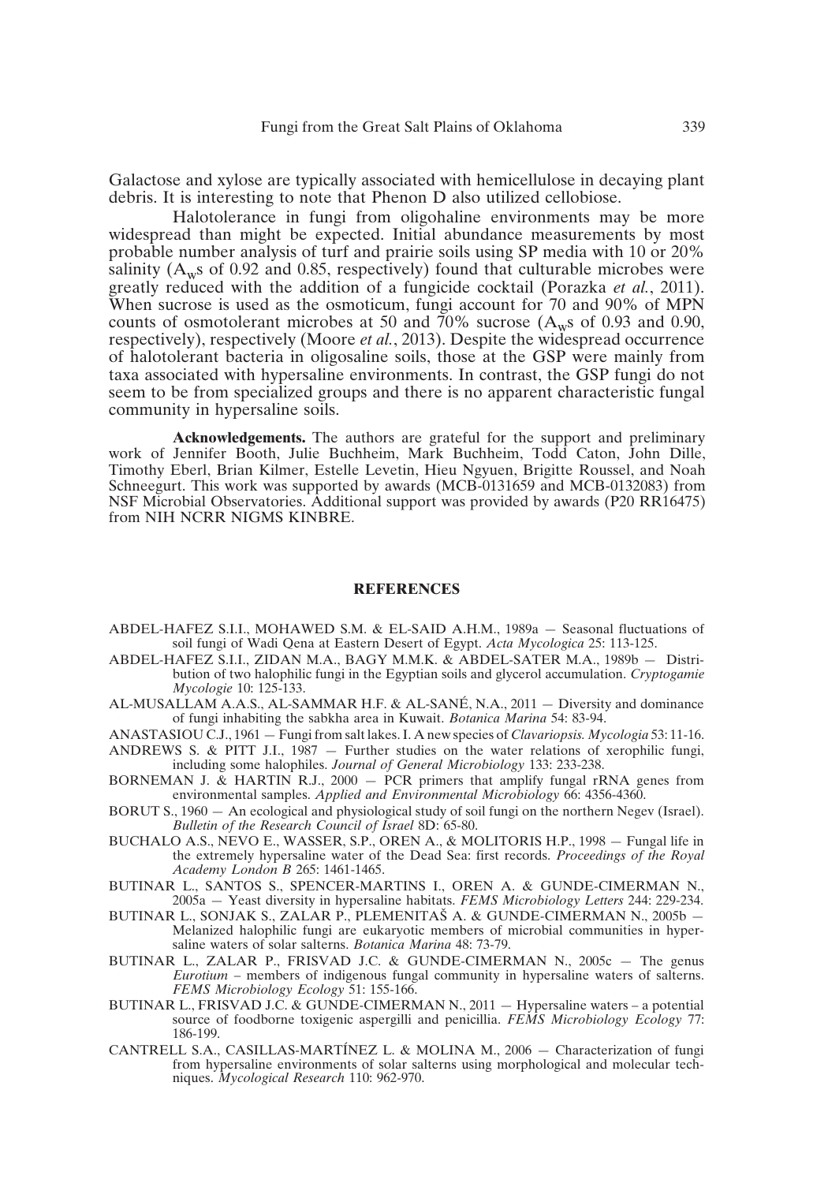Galactose and xylose are typically associated with hemicellulose in decaying plant debris. It is interesting to note that Phenon D also utilized cellobiose.

Halotolerance in fungi from oligohaline environments may be more widespread than might be expected. Initial abundance measurements by most probable number analysis of turf and prairie soils using SP media with 10 or 20% salinity ($A_w$s of 0.92 and 0.85, respectively) found that culturable microbes were greatly reduced with the addition of a fungicide cocktail (Porazka *et al.*, 2011). When sucrose is used as the osmoticum, fungi account for 70 and 90% of MPN counts of osmotolerant microbes at 50 and 70% sucrose ($A_w$s of 0.93 and 0.90, respectively), respectively (Moore *et al.*, 2013). Despite the widespread occurrence of halotolerant bacteria in oligosaline soils, those at the GSP were mainly from taxa associated with hypersaline environments. In contrast, the GSP fungi do not seem to be from specialized groups and there is no apparent characteristic fungal community in hypersaline soils.

**Acknowledgements.** The authors are grateful for the support and preliminary work of Jennifer Booth, Julie Buchheim, Mark Buchheim, Todd Caton, John Dille, Timothy Eberl, Brian Kilmer, Estelle Levetin, Hieu Ngyuen, Brigitte Roussel, and Noah Schneegurt. This work was supported by awards (MCB-0131659 and MCB-0132083) from NSF Microbial Observatories. Additional support was provided by awards (P20 RR16475) from NIH NCRR NIGMS KINBRE.

## REFERENCES

ABDEL-HAFEZ S.I.I., MOHAWED S.M. & EL-SAID A.H.M., 1989a — Seasonal fluctuations of soil fungi of Wadi Qena at Eastern Desert of Egypt. *Acta Mycologica* 25: 113-125.

ABDEL-HAFEZ S.I.I., ZIDAN M.A., BAGY M.M.K. & ABDEL-SATER M.A., 1989b — Distribution of two halophilic fungi in the Egyptian soils and glycerol accumulation. *Cryptogamie Mycologie* 10: 125-133.

AL-MUSALLAM A.A.S., AL-SAMMAR H.F. & AL-SANÉ, N.A., 2011 — Diversity and dominance of fungi inhabiting the sabkha area in Kuwait. *Botanica Marina* 54: 83-94.

ANASTASIOU C.J., 1961 — Fungi from salt lakes. I. A new species of *Clavariopsis*. *Mycologia* 53: 11-16.

ANDREWS S. & PITT J.I., 1987 — Further studies on the water relations of xerophilic fungi, including some halophiles. *Journal of General Microbiology* 133: 233-238.

BORNEMAN J. & HARTIN R.J., 2000 — PCR primers that amplify fungal rRNA genes from environmental samples. *Applied and Environmental Microbiology* 66: 4356-4360.

BORUT S., 1960 — An ecological and physiological study of soil fungi on the northern Negev (Israel). *Bulletin of the Research Council of Israel* 8D: 65-80.

BUCHALO A.S., NEVO E., WASSER, S.P., OREN A., & MOLITORIS H.P., 1998 — Fungal life in the extremely hypersaline water of the Dead Sea: first records. *Proceedings of the Royal Academy London B* 265: 1461-1465.

BUTINAR L., SANTOS S., SPENCER-MARTINS I., OREN A. & GUNDE-CIMERMAN N., 2005a — Yeast diversity in hypersaline habitats. *FEMS Microbiology Letters* 244: 229-234.

BUTINAR L., SONJAK S., ZALAR P., PLEMENITAŠ A. & GUNDE-CIMERMAN N., 2005b — Melanized halophilic fungi are eukaryotic members of microbial communities in hypersaline waters of solar salterns. *Botanica Marina* 48: 73-79.

BUTINAR L., ZALAR P., FRISVAD J.C. & GUNDE-CIMERMAN N., 2005c — The genus *Eurotium* – members of indigenous fungal community in hypersaline waters of salterns. *FEMS Microbiology Ecology* 51: 155-166.

BUTINAR L., FRISVAD J.C. & GUNDE-CIMERMAN N., 2011 — Hypersaline waters – a potential source of foodborne toxigenic aspergilli and penicillia. *FEMS Microbiology Ecology* 77: 186-199.

CANTRELL S.A., CASILLAS-MARTÍNEZ L. & MOLINA M., 2006 — Characterization of fungi from hypersaline environments of solar salterns using morphological and molecular techniques. *Mycological Research* 110: 962-970.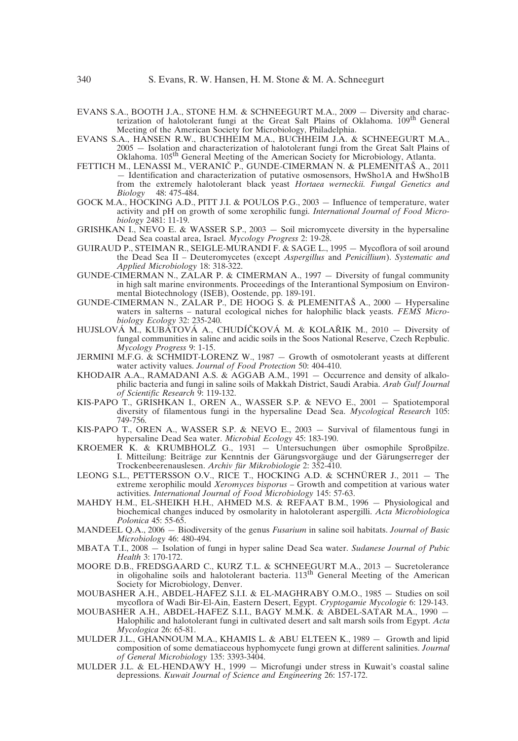EVANS S.A., BOOTH J.A., STONE H.M. & SCHNEEGURT M.A., 2009 — Diversity and characterization of halotolerant fungi at the Great Salt Plains of Oklahoma. 109th General Meeting of the American Society for Microbiology, Philadelphia.

EVANS S.A., HANSEN R.W., BUCHHEIM M.A., BUCHHEIM J.A. & SCHNEEGURT M.A., 2005 — Isolation and characterization of halotolerant fungi from the Great Salt Plains of Oklahoma. 105th General Meeting of the American Society for Microbiology, Atlanta.

FETTICH M., LENASSI M., VERANIČ P., GUNDE-CIMERMAN N. & PLEMENITAŠ A., 2011 — Identification and characterization of putative osmosensors, HwSho1A and HwSho1B from the extremely halotolerant black yeast *Hortaea werneckii. Fungal Genetics and Biology* 48: 475-484.

GOCK M.A., HOCKING A.D., PITT J.I. & POULOS P.G., 2003 — Influence of temperature, water activity and pH on growth of some xerophilic fungi. *International Journal of Food Microbiology* 2481: 11-19.

GRISHKAN I., NEVO E. & WASSER S.P., 2003 — Soil micromycete diversity in the hypersaline Dead Sea coastal area, Israel. *Mycology Progress* 2: 19-28.

GUIRAUD P., STEIMAN R., SEIGLE-MURANDI F. & SAGE L., 1995 — Mycoflora of soil around the Dead Sea II – Deuteromycetes (except *Aspergillus* and *Penicillium*). *Systematic and Applied Microbiology* 18: 318-322.

GUNDE-CIMERMAN N., ZALAR P. & CIMERMAN A., 1997 — Diversity of fungal community in high salt marine environments. Proceedings of the Interantional Symposium on Environmental Biotechnology (ISEB), Oostende, pp. 189-191.

GUNDE-CIMERMAN N., ZALAR P., DE HOOG S. & PLEMENITAŠ A., 2000 — Hypersaline waters in salterns – natural ecological niches for halophilic black yeasts. *FEMS Microbiology Ecology* 32: 235-240.

HUJSLOVÁ M., KUBÁTOVÁ A., CHUDÍČKOVÁ M. & KOLAŘIK M., 2010 — Diversity of fungal communities in saline and acidic soils in the Soos National Reserve, Czech Repbulic. *Mycology Progress* 9: 1-15.

JERMINI M.F.G. & SCHMIDT-LORENZ W., 1987 — Growth of osmotolerant yeasts at different water activity values. *Journal of Food Protection* 50: 404-410.

KHODAIR A.A., RAMADANI A.S. & AGGAB A.M., 1991 — Occurrence and density of alkalophilic bacteria and fungi in saline soils of Makkah District, Saudi Arabia. *Arab Gulf Journal of Scientific Research* 9: 119-132.

KIS-PAPO T., GRISHKAN I., OREN A., WASSER S.P. & NEVO E., 2001 — Spatiotemporal diversity of filamentous fungi in the hypersaline Dead Sea. *Mycological Research* 105: 749-756.

KIS-PAPO T., OREN A., WASSER S.P. & NEVO E., 2003 — Survival of filamentous fungi in hypersaline Dead Sea water. *Microbial Ecology* 45: 183-190.

KROEMER K. & KRUMBHOLZ G., 1931 — Untersuchungen über osmophile Sproßpilze. I. Mitteilung: Beiträge zur Kenntnis der Gärungsvorgäuge und der Gärungserreger der Trockenbeerenauslesen. *Archiv für Mikrobiologie* 2: 352-410.

LEONG S.L., PETTERSSON O.V., RICE T., HOCKING A.D. & SCHNÜRER J., 2011 — The extreme xerophilic mould *Xeromyces bisporus* – Growth and competition at various water activities. *International Journal of Food Microbiology* 145: 57-63.

MAHDY H.M., EL-SHEIKH H.H., AHMED M.S. & REFAAT B.M., 1996 — Physiological and biochemical changes induced by osmolarity in halotolerant aspergilli. *Acta Microbiologica Polonica* 45: 55-65.

MANDEEL Q.A., 2006 — Biodiversity of the genus *Fusarium* in saline soil habitats. *Journal of Basic Microbiology* 46: 480-494.

MBATA T.I., 2008 — Isolation of fungi in hyper saline Dead Sea water. *Sudanese Journal of Pubic Health* 3: 170-172.

MOORE D.B., FREDSGAARD C., KURZ T.L. & SCHNEEGURT M.A., 2013 — Sucretolerance in oligohaline soils and halotolerant bacteria. 113th General Meeting of the American Society for Microbiology, Denver.

MOUBASHER A.H., ABDEL-HAFEZ S.I.I. & EL-MAGHRABY O.M.O., 1985 — Studies on soil mycoflora of Wadi Bir-El-Ain, Eastern Desert, Egypt. *Cryptogamie Mycologie* 6: 129-143.

MOUBASHER A.H., ABDEL-HAFEZ S.I.I., BAGY M.M.K. & ABDEL-SATAR M.A., 1990 — Halophilic and halotolerant fungi in cultivated desert and salt marsh soils from Egypt. *Acta Mycologica* 26: 65-81.

MULDER J.L., GHANNOUM M.A., KHAMIS L. & ABU ELTEEN K., 1989 — Growth and lipid composition of some dematiaceous hyphomycete fungi grown at different salinities. *Journal of General Microbiology* 135: 3393-3404.

MULDER J.L. & EL-HENDAWY H., 1999 — Microfungi under stress in Kuwait's coastal saline depressions. *Kuwait Journal of Science and Engineering* 26: 157-172.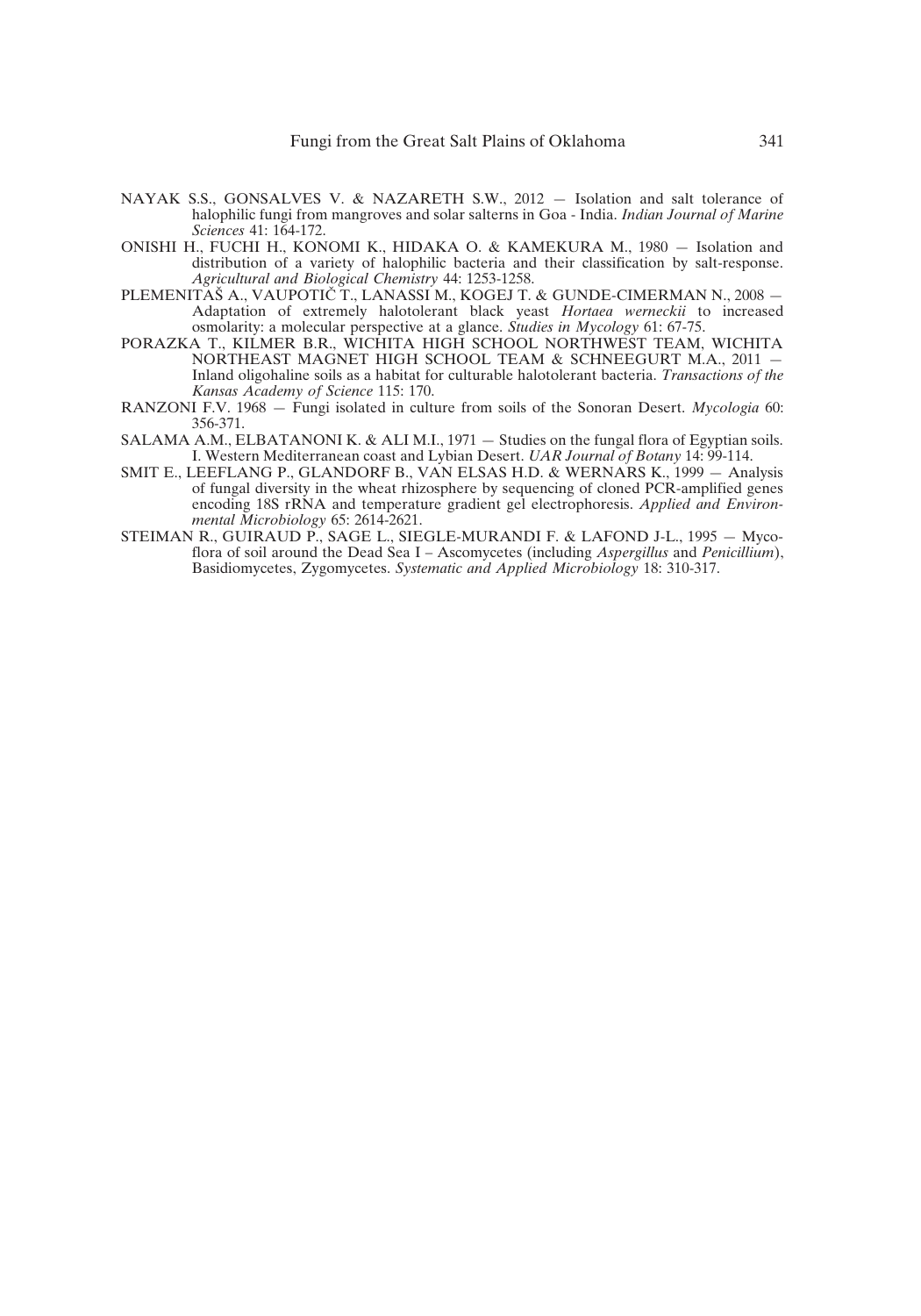NAYAK S.S., GONSALVES V. & NAZARETH S.W., 2012 — Isolation and salt tolerance of halophilic fungi from mangroves and solar salterns in Goa - India. *Indian Journal of Marine Sciences* 41: 164-172.

ONISHI H., FUCHI H., KONOMI K., HIDAKA O. & KAMEKURA M., 1980 — Isolation and distribution of a variety of halophilic bacteria and their classification by salt-response. *Agricultural and Biological Chemistry* 44: 1253-1258.

PLEMENITAŠ A., VAUPOTIČ T., LANASSI M., KOGEJ T. & GUNDE-CIMERMAN N., 2008 — Adaptation of extremely halotolerant black yeast *Hortaea werneckii* to increased osmolarity: a molecular perspective at a glance. *Studies in Mycology* 61: 67-75.

PORAZKA T., KILMER B.R., WICHITA HIGH SCHOOL NORTHWEST TEAM, WICHITA NORTHEAST MAGNET HIGH SCHOOL TEAM & SCHNEEGURT M.A., 2011 — Inland oligohaline soils as a habitat for culturable halotolerant bacteria. *Transactions of the Kansas Academy of Science* 115: 170.

RANZONI F.V. 1968 — Fungi isolated in culture from soils of the Sonoran Desert. *Mycologia* 60: 356-371.

SALAMA A.M., ELBATANONI K. & ALI M.I., 1971 — Studies on the fungal flora of Egyptian soils. I. Western Mediterranean coast and Lybian Desert. *UAR Journal of Botany* 14: 99-114.

SMIT E., LEEFLANG P., GLANDORF B., VAN ELSAS H.D. & WERNARS K., 1999 — Analysis of fungal diversity in the wheat rhizosphere by sequencing of cloned PCR-amplified genes encoding 18S rRNA and temperature gradient gel electrophoresis. *Applied and Environmental Microbiology* 65: 2614-2621.

STEIMAN R., GUIRAUD P., SAGE L., SIEGLE-MURANDI F. & LAFOND J-L., 1995 — Mycoflora of soil around the Dead Sea I – Ascomycetes (including *Aspergillus* and *Penicillium*), Basidiomycetes, Zygomycetes. *Systematic and Applied Microbiology* 18: 310-317.